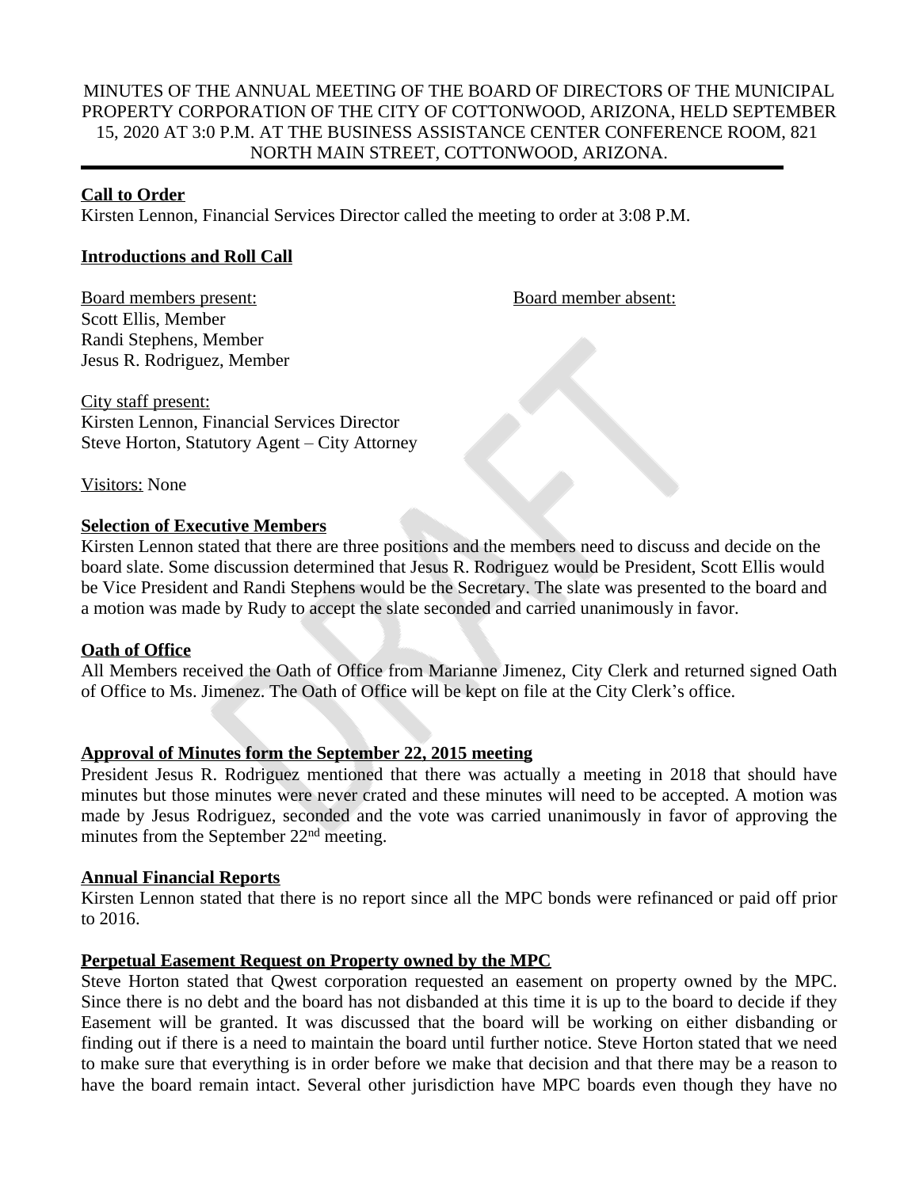MINUTES OF THE ANNUAL MEETING OF THE BOARD OF DIRECTORS OF THE MUNICIPAL PROPERTY CORPORATION OF THE CITY OF COTTONWOOD, ARIZONA, HELD SEPTEMBER 15, 2020 AT 3:0 P.M. AT THE BUSINESS ASSISTANCE CENTER CONFERENCE ROOM, 821 NORTH MAIN STREET, COTTONWOOD, ARIZONA.

---

**Call to Order**

Kirsten Lennon, Financial Services Director called the meeting to order at 3:08 P.M.

**Introductions and Roll Call**

Board members present:
Scott Ellis, Member
Randi Stephens, Member
Jesus R. Rodriguez, Member

Board member absent:

City staff present:
Kirsten Lennon, Financial Services Director
Steve Horton, Statutory Agent – City Attorney

Visitors: None

**Selection of Executive Members**

Kirsten Lennon stated that there are three positions and the members need to discuss and decide on the board slate. Some discussion determined that Jesus R. Rodriguez would be President, Scott Ellis would be Vice President and Randi Stephens would be the Secretary. The slate was presented to the board and a motion was made by Rudy to accept the slate seconded and carried unanimously in favor.

**Oath of Office**

All Members received the Oath of Office from Marianne Jimenez, City Clerk and returned signed Oath of Office to Ms. Jimenez. The Oath of Office will be kept on file at the City Clerk's office.

**Approval of Minutes form the September 22, 2015 meeting**

President Jesus R. Rodriguez mentioned that there was actually a meeting in 2018 that should have minutes but those minutes were never crated and these minutes will need to be accepted. A motion was made by Jesus Rodriguez, seconded and the vote was carried unanimously in favor of approving the minutes from the September 22nd meeting.

**Annual Financial Reports**

Kirsten Lennon stated that there is no report since all the MPC bonds were refinanced or paid off prior to 2016.

**Perpetual Easement Request on Property owned by the MPC**

Steve Horton stated that Qwest corporation requested an easement on property owned by the MPC. Since there is no debt and the board has not disbanded at this time it is up to the board to decide if they Easement will be granted. It was discussed that the board will be working on either disbanding or finding out if there is a need to maintain the board until further notice. Steve Horton stated that we need to make sure that everything is in order before we make that decision and that there may be a reason to have the board remain intact. Several other jurisdiction have MPC boards even though they have no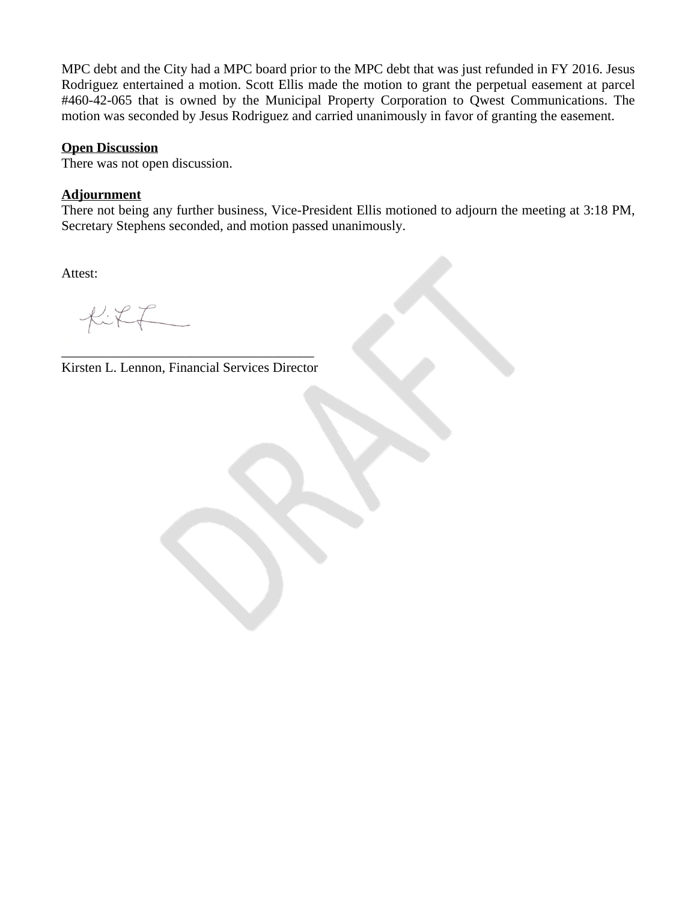MPC debt and the City had a MPC board prior to the MPC debt that was just refunded in FY 2016. Jesus Rodriguez entertained a motion. Scott Ellis made the motion to grant the perpetual easement at parcel #460-42-065 that is owned by the Municipal Property Corporation to Qwest Communications. The motion was seconded by Jesus Rodriguez and carried unanimously in favor of granting the easement.

**Open Discussion**

There was not open discussion.

**Adjournment**

There not being any further business, Vice-President Ellis motioned to adjourn the meeting at 3:18 PM, Secretary Stephens seconded, and motion passed unanimously.

Attest:

_____________________________________

Kirsten L. Lennon, Financial Services Director